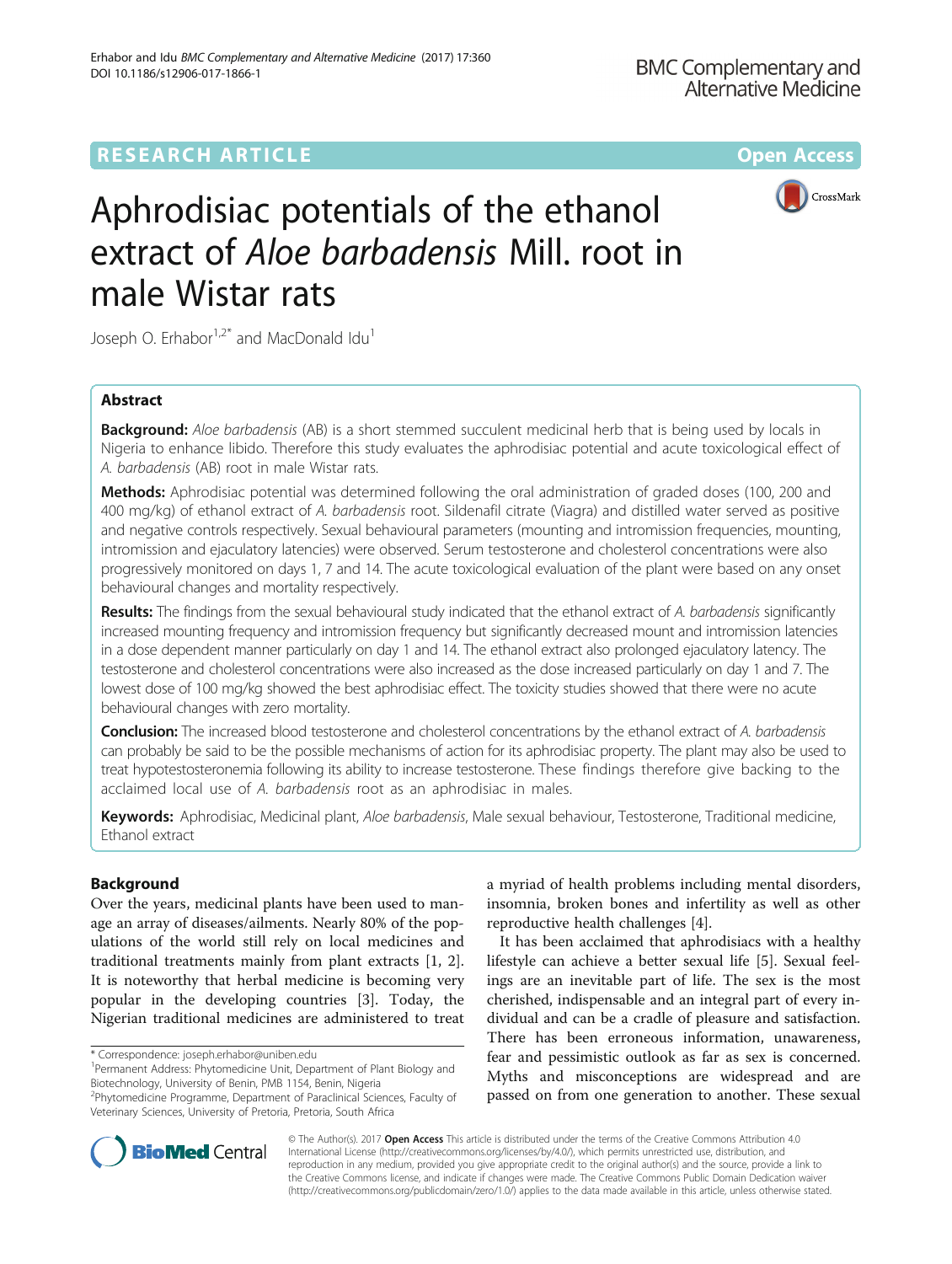RESEARCH ARTICLE

Open Access

# Aphrodisiac potentials of the ethanol extract of *Aloe barbadensis* Mill. root in male Wistar rats

Joseph O. Erhabor[1,2*] and MacDonald Idu[1]

## Abstract

**Background:** *Aloe barbadensis* (AB) is a short stemmed succulent medicinal herb that is being used by locals in Nigeria to enhance libido. Therefore this study evaluates the aphrodisiac potential and acute toxicological effect of *A. barbadensis* (AB) root in male Wistar rats.

**Methods:** Aphrodisiac potential was determined following the oral administration of graded doses (100, 200 and 400 mg/kg) of ethanol extract of *A. barbadensis* root. Sildenafil citrate (Viagra) and distilled water served as positive and negative controls respectively. Sexual behavioural parameters (mounting and intromission frequencies, mounting, intromission and ejaculatory latencies) were observed. Serum testosterone and cholesterol concentrations were also progressively monitored on days 1, 7 and 14. The acute toxicological evaluation of the plant were based on any onset behavioural changes and mortality respectively.

**Results:** The findings from the sexual behavioural study indicated that the ethanol extract of *A. barbadensis* significantly increased mounting frequency and intromission frequency but significantly decreased mount and intromission latencies in a dose dependent manner particularly on day 1 and 14. The ethanol extract also prolonged ejaculatory latency. The testosterone and cholesterol concentrations were also increased as the dose increased particularly on day 1 and 7. The lowest dose of 100 mg/kg showed the best aphrodisiac effect. The toxicity studies showed that there were no acute behavioural changes with zero mortality.

**Conclusion:** The increased blood testosterone and cholesterol concentrations by the ethanol extract of *A. barbadensis* can probably be said to be the possible mechanisms of action for its aphrodisiac property. The plant may also be used to treat hypotestosteronemia following its ability to increase testosterone. These findings therefore give backing to the acclaimed local use of *A. barbadensis* root as an aphrodisiac in males.

**Keywords:** Aphrodisiac, Medicinal plant, *Aloe barbadensis*, Male sexual behaviour, Testosterone, Traditional medicine, Ethanol extract

## Background

Over the years, medicinal plants have been used to manage an array of diseases/ailments. Nearly 80% of the populations of the world still rely on local medicines and traditional treatments mainly from plant extracts [1, 2]. It is noteworthy that herbal medicine is becoming very popular in the developing countries [3]. Today, the Nigerian traditional medicines are administered to treat a myriad of health problems including mental disorders, insomnia, broken bones and infertility as well as other reproductive health challenges [4].

It has been acclaimed that aphrodisiacs with a healthy lifestyle can achieve a better sexual life [5]. Sexual feelings are an inevitable part of life. The sex is the most cherished, indispensable and an integral part of every individual and can be a cradle of pleasure and satisfaction. There has been erroneous information, unawareness, fear and pessimistic outlook as far as sex is concerned. Myths and misconceptions are widespread and are passed on from one generation to another. These sexual

\* Correspondence: joseph.erhabor@uniben.edu

[1]Permanent Address: Phytomedicine Unit, Department of Plant Biology and Biotechnology, University of Benin, PMB 1154, Benin, Nigeria

[2]Phytomedicine Programme, Department of Paraclinical Sciences, Faculty of Veterinary Sciences, University of Pretoria, Pretoria, South Africa

© The Author(s). 2017 **Open Access** This article is distributed under the terms of the Creative Commons Attribution 4.0 International License (http://creativecommons.org/licenses/by/4.0/), which permits unrestricted use, distribution, and reproduction in any medium, provided you give appropriate credit to the original author(s) and the source, provide a link to the Creative Commons license, and indicate if changes were made. The Creative Commons Public Domain Dedication waiver (http://creativecommons.org/publicdomain/zero/1.0/) applies to the data made available in this article, unless otherwise stated.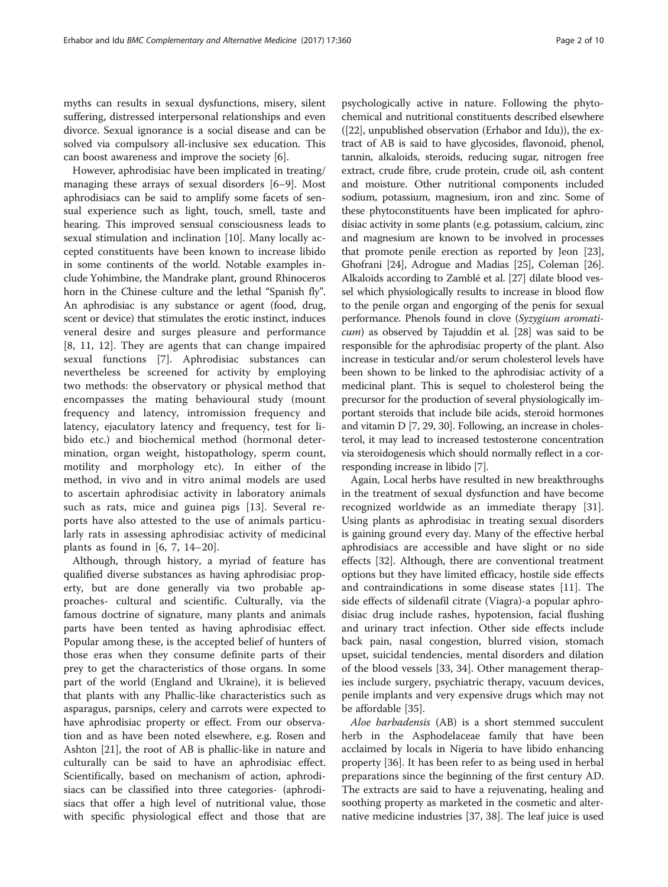myths can results in sexual dysfunctions, misery, silent suffering, distressed interpersonal relationships and even divorce. Sexual ignorance is a social disease and can be solved via compulsory all-inclusive sex education. This can boost awareness and improve the society [6].

However, aphrodisiac have been implicated in treating/ managing these arrays of sexual disorders [6–9]. Most aphrodisiacs can be said to amplify some facets of sensual experience such as light, touch, smell, taste and hearing. This improved sensual consciousness leads to sexual stimulation and inclination [10]. Many locally accepted constituents have been known to increase libido in some continents of the world. Notable examples include Yohimbine, the Mandrake plant, ground Rhinoceros horn in the Chinese culture and the lethal "Spanish fly". An aphrodisiac is any substance or agent (food, drug, scent or device) that stimulates the erotic instinct, induces veneral desire and surges pleasure and performance [8, 11, 12]. They are agents that can change impaired sexual functions [7]. Aphrodisiac substances can nevertheless be screened for activity by employing two methods: the observatory or physical method that encompasses the mating behavioural study (mount frequency and latency, intromission frequency and latency, ejaculatory latency and frequency, test for libido etc.) and biochemical method (hormonal determination, organ weight, histopathology, sperm count, motility and morphology etc). In either of the method, in vivo and in vitro animal models are used to ascertain aphrodisiac activity in laboratory animals such as rats, mice and guinea pigs [13]. Several reports have also attested to the use of animals particularly rats in assessing aphrodisiac activity of medicinal plants as found in [6, 7, 14–20].

Although, through history, a myriad of feature has qualified diverse substances as having aphrodisiac property, but are done generally via two probable approaches- cultural and scientific. Culturally, via the famous doctrine of signature, many plants and animals parts have been tented as having aphrodisiac effect. Popular among these, is the accepted belief of hunters of those eras when they consume definite parts of their prey to get the characteristics of those organs. In some part of the world (England and Ukraine), it is believed that plants with any Phallic-like characteristics such as asparagus, parsnips, celery and carrots were expected to have aphrodisiac property or effect. From our observation and as have been noted elsewhere, e.g. Rosen and Ashton [21], the root of AB is phallic-like in nature and culturally can be said to have an aphrodisiac effect. Scientifically, based on mechanism of action, aphrodisiacs can be classified into three categories- (aphrodisiacs that offer a high level of nutritional value, those with specific physiological effect and those that are psychologically active in nature. Following the phytochemical and nutritional constituents described elsewhere ([22], unpublished observation (Erhabor and Idu)), the extract of AB is said to have glycosides, flavonoid, phenol, tannin, alkaloids, steroids, reducing sugar, nitrogen free extract, crude fibre, crude protein, crude oil, ash content and moisture. Other nutritional components included sodium, potassium, magnesium, iron and zinc. Some of these phytoconstituents have been implicated for aphrodisiac activity in some plants (e.g. potassium, calcium, zinc and magnesium are known to be involved in processes that promote penile erection as reported by Jeon [23], Ghofrani [24], Adrogue and Madias [25], Coleman [26]. Alkaloids according to Zamblé et al. [27] dilate blood vessel which physiologically results to increase in blood flow to the penile organ and engorging of the penis for sexual performance. Phenols found in clove (*Syzygium aromaticum*) as observed by Tajuddin et al. [28] was said to be responsible for the aphrodisiac property of the plant. Also increase in testicular and/or serum cholesterol levels have been shown to be linked to the aphrodisiac activity of a medicinal plant. This is sequel to cholesterol being the precursor for the production of several physiologically important steroids that include bile acids, steroid hormones and vitamin D [7, 29, 30]. Following, an increase in cholesterol, it may lead to increased testosterone concentration via steroidogenesis which should normally reflect in a corresponding increase in libido [7].

Again, Local herbs have resulted in new breakthroughs in the treatment of sexual dysfunction and have become recognized worldwide as an immediate therapy [31]. Using plants as aphrodisiac in treating sexual disorders is gaining ground every day. Many of the effective herbal aphrodisiacs are accessible and have slight or no side effects [32]. Although, there are conventional treatment options but they have limited efficacy, hostile side effects and contraindications in some disease states [11]. The side effects of sildenafil citrate (Viagra)-a popular aphrodisiac drug include rashes, hypotension, facial flushing and urinary tract infection. Other side effects include back pain, nasal congestion, blurred vision, stomach upset, suicidal tendencies, mental disorders and dilation of the blood vessels [33, 34]. Other management therapies include surgery, psychiatric therapy, vacuum devices, penile implants and very expensive drugs which may not be affordable [35].

*Aloe barbadensis* (AB) is a short stemmed succulent herb in the Asphodelaceae family that have been acclaimed by locals in Nigeria to have libido enhancing property [36]. It has been refer to as being used in herbal preparations since the beginning of the first century AD. The extracts are said to have a rejuvenating, healing and soothing property as marketed in the cosmetic and alternative medicine industries [37, 38]. The leaf juice is used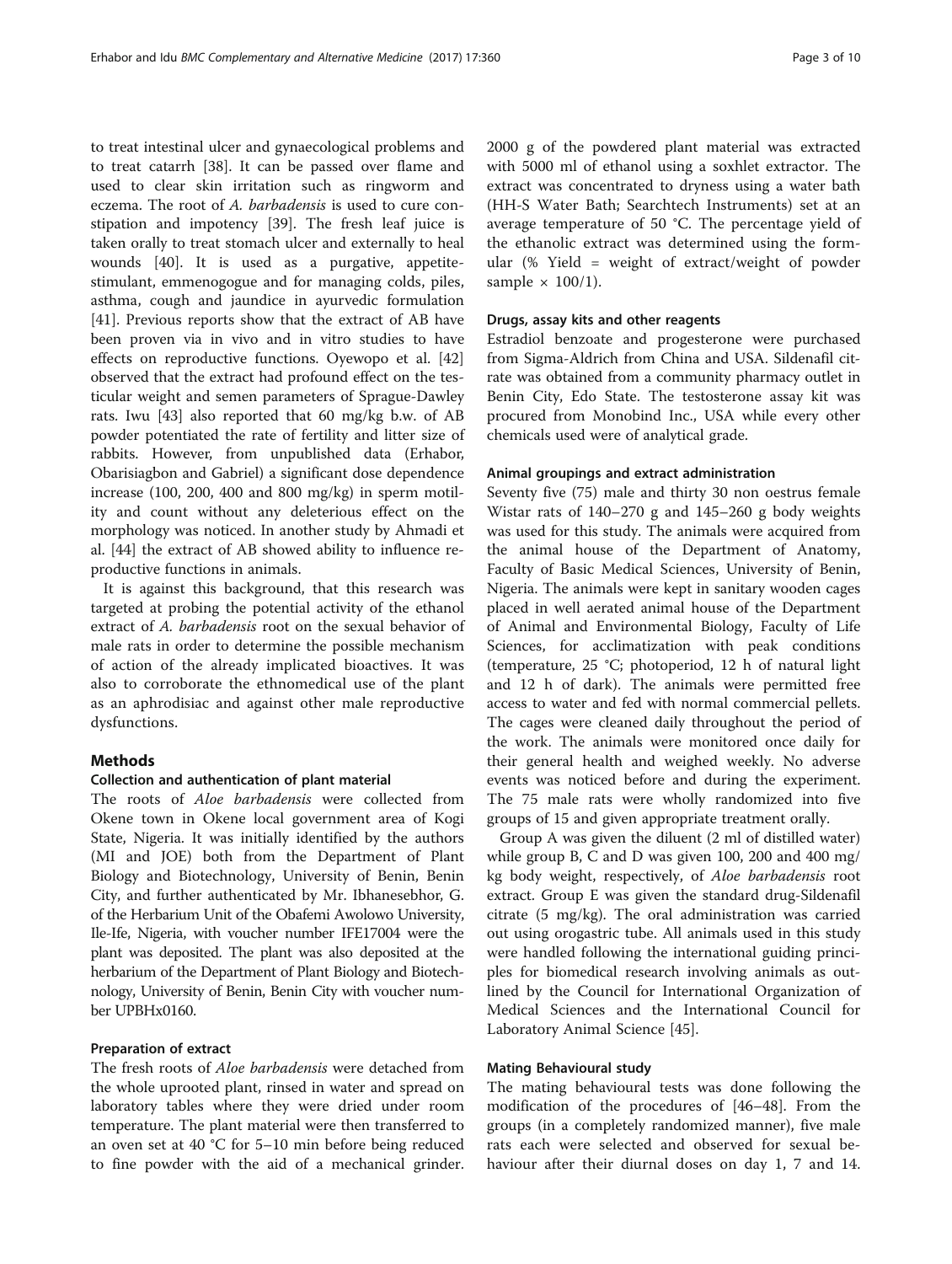to treat intestinal ulcer and gynaecological problems and to treat catarrh [38]. It can be passed over flame and used to clear skin irritation such as ringworm and eczema. The root of *A. barbadensis* is used to cure constipation and impotency [39]. The fresh leaf juice is taken orally to treat stomach ulcer and externally to heal wounds [40]. It is used as a purgative, appetite-stimulant, emmenogogue and for managing colds, piles, asthma, cough and jaundice in ayurvedic formulation [41]. Previous reports show that the extract of AB have been proven via in vivo and in vitro studies to have effects on reproductive functions. Oyewopo et al. [42] observed that the extract had profound effect on the testicular weight and semen parameters of Sprague-Dawley rats. Iwu [43] also reported that 60 mg/kg b.w. of AB powder potentiated the rate of fertility and litter size of rabbits. However, from unpublished data (Erhabor, Obarisiagbon and Gabriel) a significant dose dependence increase (100, 200, 400 and 800 mg/kg) in sperm motility and count without any deleterious effect on the morphology was noticed. In another study by Ahmadi et al. [44] the extract of AB showed ability to influence reproductive functions in animals.

It is against this background, that this research was targeted at probing the potential activity of the ethanol extract of *A. barbadensis* root on the sexual behavior of male rats in order to determine the possible mechanism of action of the already implicated bioactives. It was also to corroborate the ethnomedical use of the plant as an aphrodisiac and against other male reproductive dysfunctions.

## Methods

### Collection and authentication of plant material

The roots of *Aloe barbadensis* were collected from Okene town in Okene local government area of Kogi State, Nigeria. It was initially identified by the authors (MI and JOE) both from the Department of Plant Biology and Biotechnology, University of Benin, Benin City, and further authenticated by Mr. Ibhanesebhor, G. of the Herbarium Unit of the Obafemi Awolowo University, Ile-Ife, Nigeria, with voucher number IFE17004 were the plant was deposited. The plant was also deposited at the herbarium of the Department of Plant Biology and Biotechnology, University of Benin, Benin City with voucher number UPBHx0160.

### Preparation of extract

The fresh roots of *Aloe barbadensis* were detached from the whole uprooted plant, rinsed in water and spread on laboratory tables where they were dried under room temperature. The plant material were then transferred to an oven set at 40 °C for 5–10 min before being reduced to fine powder with the aid of a mechanical grinder. 2000 g of the powdered plant material was extracted with 5000 ml of ethanol using a soxhlet extractor. The extract was concentrated to dryness using a water bath (HH-S Water Bath; Searchtech Instruments) set at an average temperature of 50 °C. The percentage yield of the ethanolic extract was determined using the formular (% Yield = weight of extract/weight of powder sample × 100/1).

### Drugs, assay kits and other reagents

Estradiol benzoate and progesterone were purchased from Sigma-Aldrich from China and USA. Sildenafil citrate was obtained from a community pharmacy outlet in Benin City, Edo State. The testosterone assay kit was procured from Monobind Inc., USA while every other chemicals used were of analytical grade.

### Animal groupings and extract administration

Seventy five (75) male and thirty 30 non oestrus female Wistar rats of 140–270 g and 145–260 g body weights was used for this study. The animals were acquired from the animal house of the Department of Anatomy, Faculty of Basic Medical Sciences, University of Benin, Nigeria. The animals were kept in sanitary wooden cages placed in well aerated animal house of the Department of Animal and Environmental Biology, Faculty of Life Sciences, for acclimatization with peak conditions (temperature, 25 °C; photoperiod, 12 h of natural light and 12 h of dark). The animals were permitted free access to water and fed with normal commercial pellets. The cages were cleaned daily throughout the period of the work. The animals were monitored once daily for their general health and weighed weekly. No adverse events was noticed before and during the experiment. The 75 male rats were wholly randomized into five groups of 15 and given appropriate treatment orally.

Group A was given the diluent (2 ml of distilled water) while group B, C and D was given 100, 200 and 400 mg/kg body weight, respectively, of *Aloe barbadensis* root extract. Group E was given the standard drug-Sildenafil citrate (5 mg/kg). The oral administration was carried out using orogastric tube. All animals used in this study were handled following the international guiding principles for biomedical research involving animals as outlined by the Council for International Organization of Medical Sciences and the International Council for Laboratory Animal Science [45].

### Mating Behavioural study

The mating behavioural tests was done following the modification of the procedures of [46–48]. From the groups (in a completely randomized manner), five male rats each were selected and observed for sexual behaviour after their diurnal doses on day 1, 7 and 14.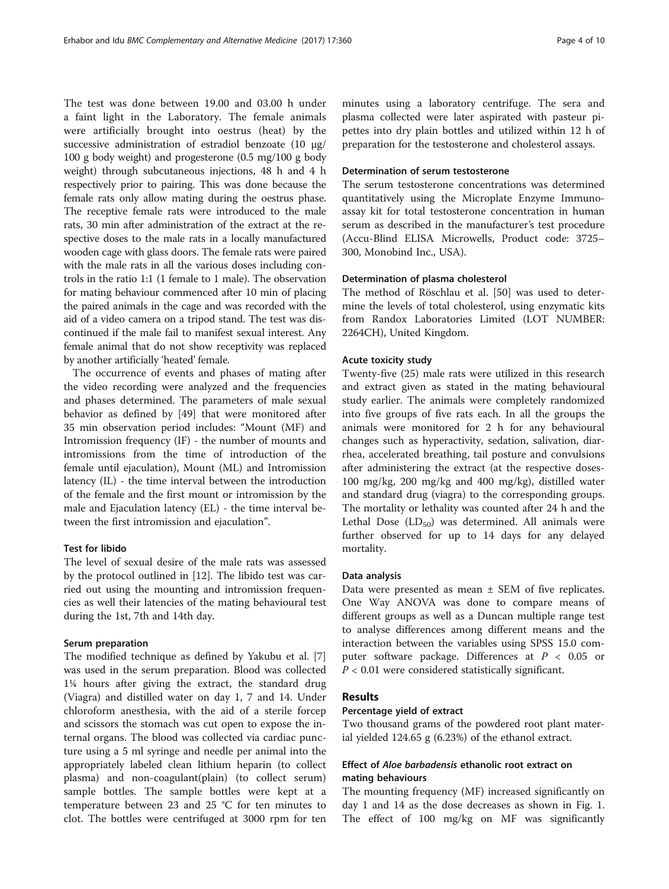The test was done between 19.00 and 03.00 h under a faint light in the Laboratory. The female animals were artificially brought into oestrus (heat) by the successive administration of estradiol benzoate (10 μg/100 g body weight) and progesterone (0.5 mg/100 g body weight) through subcutaneous injections, 48 h and 4 h respectively prior to pairing. This was done because the female rats only allow mating during the oestrus phase. The receptive female rats were introduced to the male rats, 30 min after administration of the extract at the respective doses to the male rats in a locally manufactured wooden cage with glass doors. The female rats were paired with the male rats in all the various doses including controls in the ratio 1:1 (1 female to 1 male). The observation for mating behaviour commenced after 10 min of placing the paired animals in the cage and was recorded with the aid of a video camera on a tripod stand. The test was discontinued if the male fail to manifest sexual interest. Any female animal that do not show receptivity was replaced by another artificially 'heated' female.

The occurrence of events and phases of mating after the video recording were analyzed and the frequencies and phases determined. The parameters of male sexual behavior as defined by [49] that were monitored after 35 min observation period includes: "Mount (MF) and Intromission frequency (IF) - the number of mounts and intromissions from the time of introduction of the female until ejaculation), Mount (ML) and Intromission latency (IL) - the time interval between the introduction of the female and the first mount or intromission by the male and Ejaculation latency (EL) - the time interval between the first intromission and ejaculation".

### Test for libido

The level of sexual desire of the male rats was assessed by the protocol outlined in [12]. The libido test was carried out using the mounting and intromission frequencies as well their latencies of the mating behavioural test during the 1st, 7th and 14th day.

### Serum preparation

The modified technique as defined by Yakubu et al. [7] was used in the serum preparation. Blood was collected 1¼ hours after giving the extract, the standard drug (Viagra) and distilled water on day 1, 7 and 14. Under chloroform anesthesia, with the aid of a sterile forcep and scissors the stomach was cut open to expose the internal organs. The blood was collected via cardiac puncture using a 5 ml syringe and needle per animal into the appropriately labeled clean lithium heparin (to collect plasma) and non-coagulant(plain) (to collect serum) sample bottles. The sample bottles were kept at a temperature between 23 and 25 °C for ten minutes to clot. The bottles were centrifuged at 3000 rpm for ten minutes using a laboratory centrifuge. The sera and plasma collected were later aspirated with pasteur pipettes into dry plain bottles and utilized within 12 h of preparation for the testosterone and cholesterol assays.

### Determination of serum testosterone

The serum testosterone concentrations was determined quantitatively using the Microplate Enzyme Immunoassay kit for total testosterone concentration in human serum as described in the manufacturer's test procedure (Accu-Blind ELISA Microwells, Product code: 3725–300, Monobind Inc., USA).

### Determination of plasma cholesterol

The method of Röschlau et al. [50] was used to determine the levels of total cholesterol, using enzymatic kits from Randox Laboratories Limited (LOT NUMBER: 2264CH), United Kingdom.

### Acute toxicity study

Twenty-five (25) male rats were utilized in this research and extract given as stated in the mating behavioural study earlier. The animals were completely randomized into five groups of five rats each. In all the groups the animals were monitored for 2 h for any behavioural changes such as hyperactivity, sedation, salivation, diarrhea, accelerated breathing, tail posture and convulsions after administering the extract (at the respective doses- 100 mg/kg, 200 mg/kg and 400 mg/kg), distilled water and standard drug (viagra) to the corresponding groups. The mortality or lethality was counted after 24 h and the Lethal Dose ($LD_{50}$) was determined. All animals were further observed for up to 14 days for any delayed mortality.

### Data analysis

Data were presented as mean ± SEM of five replicates. One Way ANOVA was done to compare means of different groups as well as a Duncan multiple range test to analyse differences among different means and the interaction between the variables using SPSS 15.0 computer software package. Differences at $P < 0.05$ or $P < 0.01$ were considered statistically significant.

## Results

### Percentage yield of extract

Two thousand grams of the powdered root plant material yielded 124.65 g (6.23%) of the ethanol extract.

### Effect of *Aloe barbadensis* ethanolic root extract on mating behaviours

The mounting frequency (MF) increased significantly on day 1 and 14 as the dose decreases as shown in Fig. 1. The effect of 100 mg/kg on MF was significantly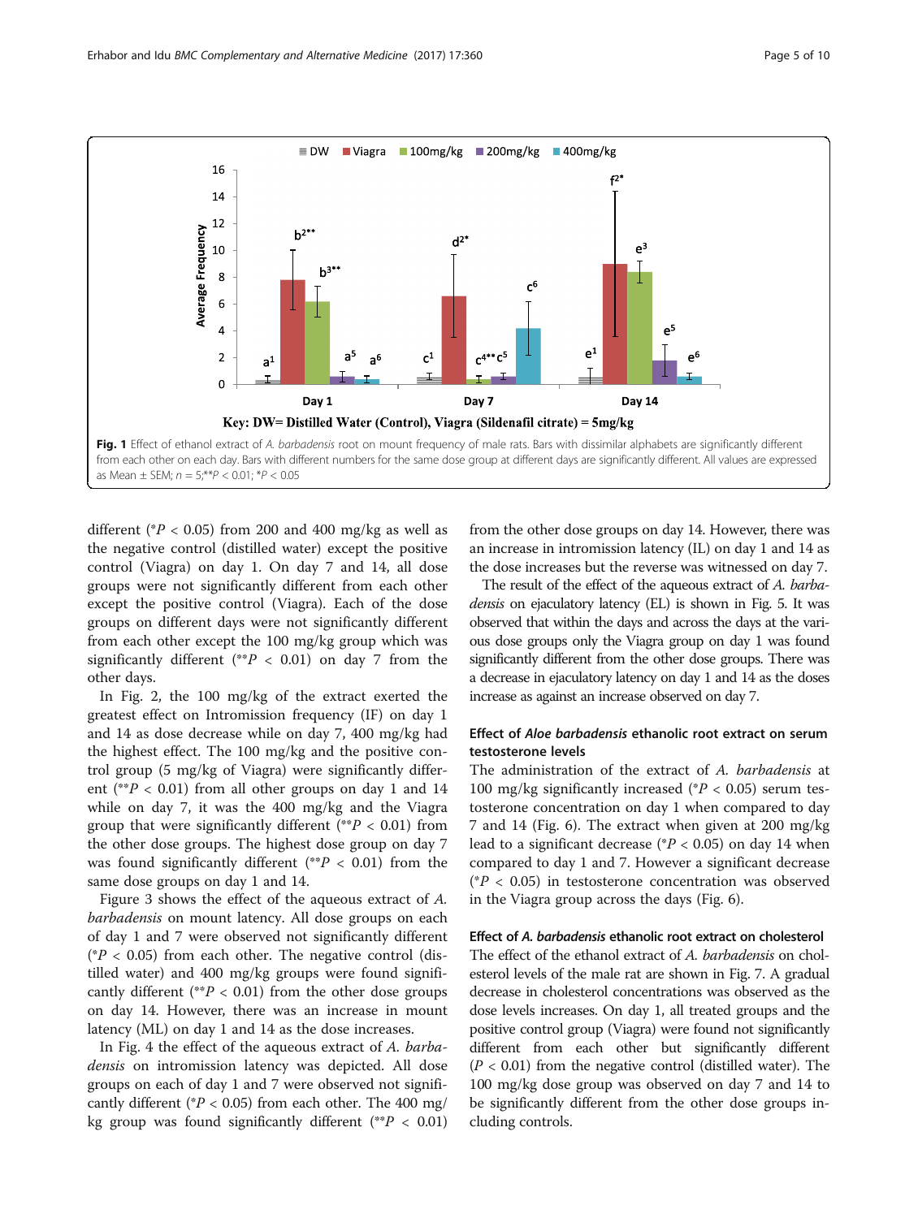Fig. 1 Effect of ethanol extract of *A. barbadensis* root on mount frequency of male rats. Bars with dissimilar alphabets are significantly different from each other on each day. Bars with different numbers for the same dose group at different days are significantly different. All values are expressed as Mean ± SEM; $n = 5$;\*\*$P < 0.01$; \*$P < 0.05$

different (\*$P < 0.05$) from 200 and 400 mg/kg as well as the negative control (distilled water) except the positive control (Viagra) on day 1. On day 7 and 14, all dose groups were not significantly different from each other except the positive control (Viagra). Each of the dose groups on different days were not significantly different from each other except the 100 mg/kg group which was significantly different (\*\*$P < 0.01$) on day 7 from the other days.

In Fig. 2, the 100 mg/kg of the extract exerted the greatest effect on Intromission frequency (IF) on day 1 and 14 as dose decrease while on day 7, 400 mg/kg had the highest effect. The 100 mg/kg and the positive control group (5 mg/kg of Viagra) were significantly different (\*\*$P < 0.01$) from all other groups on day 1 and 14 while on day 7, it was the 400 mg/kg and the Viagra group that were significantly different (\*\*$P < 0.01$) from the other dose groups. The highest dose group on day 7 was found significantly different (\*\*$P < 0.01$) from the same dose groups on day 1 and 14.

Figure 3 shows the effect of the aqueous extract of *A. barbadensis* on mount latency. All dose groups on each of day 1 and 7 were observed not significantly different (\*$P < 0.05$) from each other. The negative control (distilled water) and 400 mg/kg groups were found significantly different (\*\*$P < 0.01$) from the other dose groups on day 14. However, there was an increase in mount latency (ML) on day 1 and 14 as the dose increases.

In Fig. 4 the effect of the aqueous extract of *A. barbadensis* on intromission latency was depicted. All dose groups on each of day 1 and 7 were observed not significantly different (\*$P < 0.05$) from each other. The 400 mg/kg group was found significantly different (\*\*$P < 0.01$) from the other dose groups on day 14. However, there was an increase in intromission latency (IL) on day 1 and 14 as the dose increases but the reverse was witnessed on day 7.

The result of the effect of the aqueous extract of *A. barbadensis* on ejaculatory latency (EL) is shown in Fig. 5. It was observed that within the days and across the days at the various dose groups only the Viagra group on day 1 was found significantly different from the other dose groups. There was a decrease in ejaculatory latency on day 1 and 14 as the doses increase as against an increase observed on day 7.

### Effect of *Aloe barbadensis* ethanolic root extract on serum testosterone levels

The administration of the extract of *A. barbadensis* at 100 mg/kg significantly increased (\*$P < 0.05$) serum testosterone concentration on day 1 when compared to day 7 and 14 (Fig. 6). The extract when given at 200 mg/kg lead to a significant decrease (\*$P < 0.05$) on day 14 when compared to day 1 and 7. However a significant decrease (\*$P < 0.05$) in testosterone concentration was observed in the Viagra group across the days (Fig. 6).

### Effect of *A. barbadensis* ethanolic root extract on cholesterol

The effect of the ethanol extract of *A. barbadensis* on cholesterol levels of the male rat are shown in Fig. 7. A gradual decrease in cholesterol concentrations was observed as the dose levels increases. On day 1, all treated groups and the positive control group (Viagra) were found not significantly different from each other but significantly different ($P < 0.01$) from the negative control (distilled water). The 100 mg/kg dose group was observed on day 7 and 14 to be significantly different from the other dose groups including controls.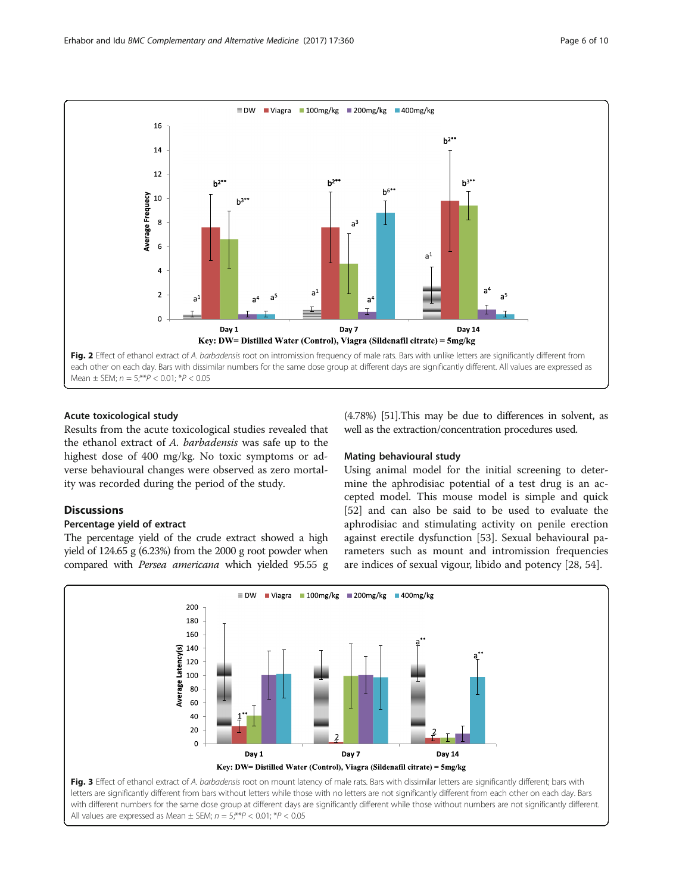Fig. 2 Effect of ethanol extract of *A. barbadensis* root on intromission frequency of male rats. Bars with unlike letters are significantly different from each other on each day. Bars with dissimilar numbers for the same dose group at different days are significantly different. All values are expressed as Mean ± SEM; $n = 5$;**$P < 0.01$; *$P < 0.05$

### Acute toxicological study

Results from the acute toxicological studies revealed that the ethanol extract of *A. barbadensis* was safe up to the highest dose of 400 mg/kg. No toxic symptoms or adverse behavioural changes were observed as zero mortality was recorded during the period of the study.

## Discussions

### Percentage yield of extract

The percentage yield of the crude extract showed a high yield of 124.65 g (6.23%) from the 2000 g root powder when compared with *Persea americana* which yielded 95.55 g (4.78%) [51].This may be due to differences in solvent, as well as the extraction/concentration procedures used.

### Mating behavioural study

Using animal model for the initial screening to determine the aphrodisiac potential of a test drug is an accepted model. This mouse model is simple and quick [52] and can also be said to be used to evaluate the aphrodisiac and stimulating activity on penile erection against erectile dysfunction [53]. Sexual behavioural parameters such as mount and intromission frequencies are indices of sexual vigour, libido and potency [28, 54].

Fig. 3 Effect of ethanol extract of *A. barbadensis* root on mount latency of male rats. Bars with dissimilar letters are significantly different; bars with letters are significantly different from bars without letters while those with no letters are not significantly different from each other on each day. Bars with different numbers for the same dose group at different days are significantly different while those without numbers are not significantly different. All values are expressed as Mean ± SEM; $n = 5$;**$P < 0.01$; *$P < 0.05$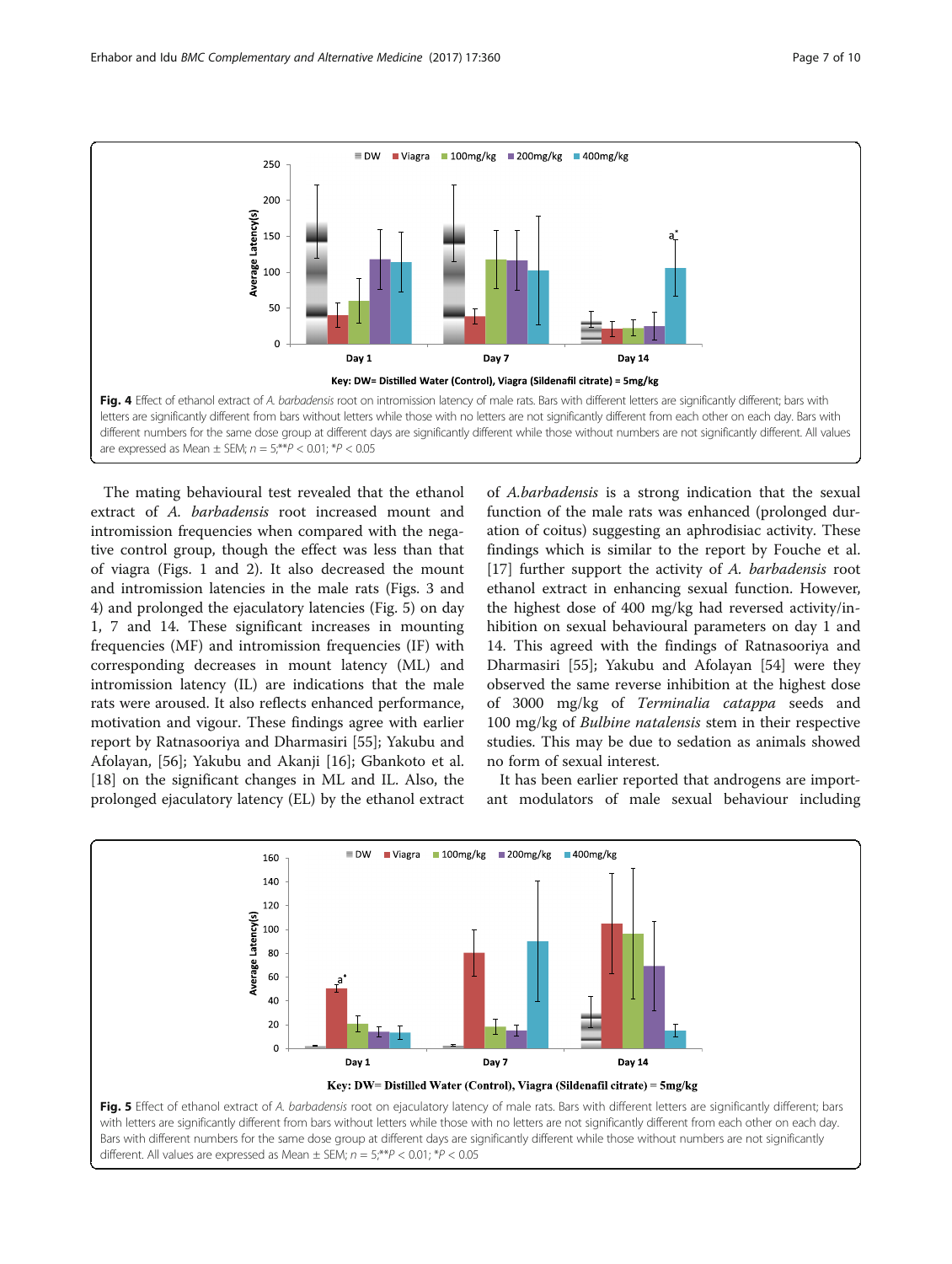Fig. 4 Effect of ethanol extract of *A. barbadensis* root on intromission latency of male rats. Bars with different letters are significantly different; bars with letters are significantly different from bars without letters while those with no letters are not significantly different from each other on each day. Bars with different numbers for the same dose group at different days are significantly different while those without numbers are not significantly different. All values are expressed as Mean ± SEM; $n = 5$;$^{**}P < 0.01$; $^{*}P < 0.05$

The mating behavioural test revealed that the ethanol extract of *A. barbadensis* root increased mount and intromission frequencies when compared with the negative control group, though the effect was less than that of viagra (Figs. 1 and 2). It also decreased the mount and intromission latencies in the male rats (Figs. 3 and 4) and prolonged the ejaculatory latencies (Fig. 5) on day 1, 7 and 14. These significant increases in mounting frequencies (MF) and intromission frequencies (IF) with corresponding decreases in mount latency (ML) and intromission latency (IL) are indications that the male rats were aroused. It also reflects enhanced performance, motivation and vigour. These findings agree with earlier report by Ratnasooriya and Dharmasiri [55]; Yakubu and Afolayan, [56]; Yakubu and Akanji [16]; Gbankoto et al. [18] on the significant changes in ML and IL. Also, the prolonged ejaculatory latency (EL) by the ethanol extract of *A.barbadensis* is a strong indication that the sexual function of the male rats was enhanced (prolonged duration of coitus) suggesting an aphrodisiac activity. These findings which is similar to the report by Fouche et al. [17] further support the activity of *A. barbadensis* root ethanol extract in enhancing sexual function. However, the highest dose of 400 mg/kg had reversed activity/inhibition on sexual behavioural parameters on day 1 and 14. This agreed with the findings of Ratnasooriya and Dharmasiri [55]; Yakubu and Afolayan [54] were they observed the same reverse inhibition at the highest dose of 3000 mg/kg of *Terminalia catappa* seeds and 100 mg/kg of *Bulbine natalensis* stem in their respective studies. This may be due to sedation as animals showed no form of sexual interest.

It has been earlier reported that androgens are important modulators of male sexual behaviour including

Fig. 5 Effect of ethanol extract of *A. barbadensis* root on ejaculatory latency of male rats. Bars with different letters are significantly different; bars with letters are significantly different from bars without letters while those with no letters are not significantly different from each other on each day. Bars with different numbers for the same dose group at different days are significantly different while those without numbers are not significantly different. All values are expressed as Mean ± SEM; $n = 5$;$^{**}P < 0.01$; $^{*}P < 0.05$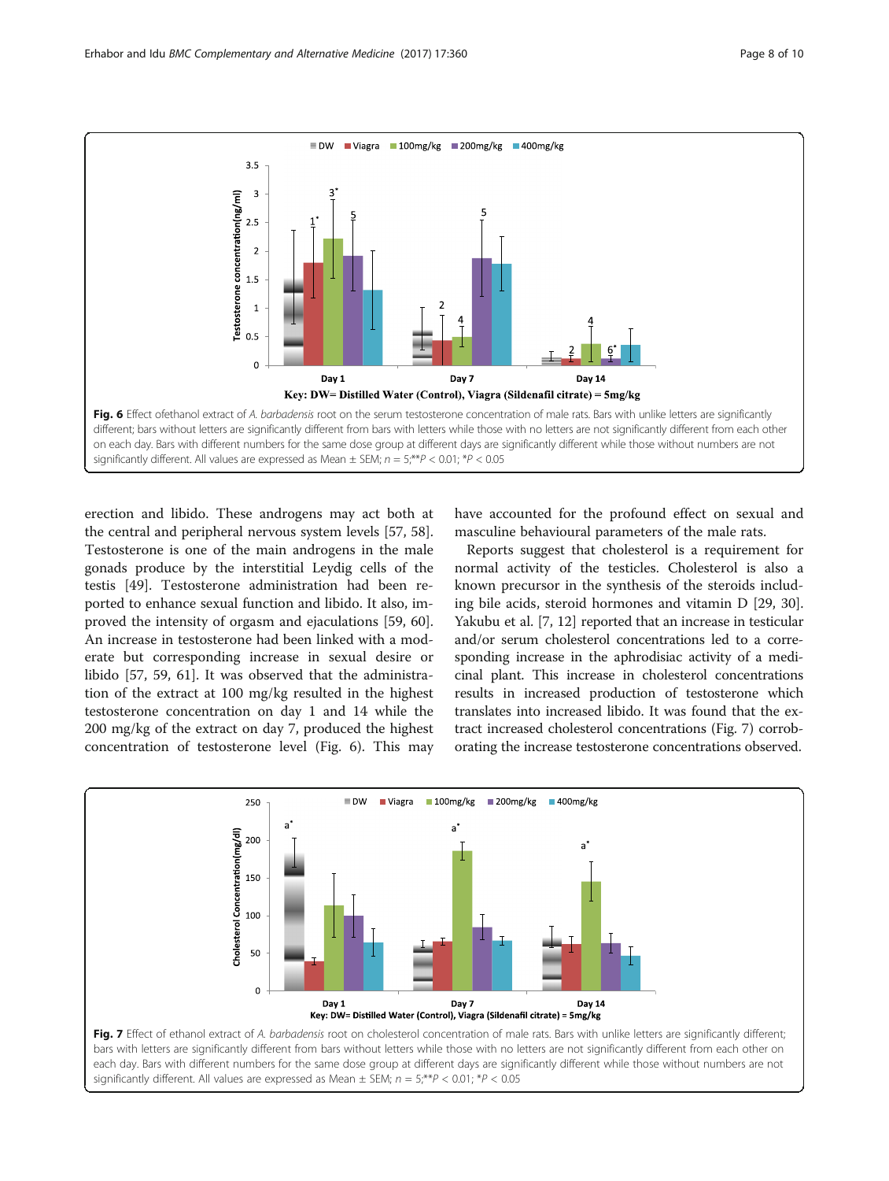Fig. 6 Effect ofethanol extract of *A. barbadensis* root on the serum testosterone concentration of male rats. Bars with unlike letters are significantly different; bars without letters are significantly different from bars with letters while those with no letters are not significantly different from each other on each day. Bars with different numbers for the same dose group at different days are significantly different while those without numbers are not significantly different. All values are expressed as Mean ± SEM; $n = 5$;$^{**}P < 0.01$; $^{*}P < 0.05$

erection and libido. These androgens may act both at the central and peripheral nervous system levels [57, 58]. Testosterone is one of the main androgens in the male gonads produce by the interstitial Leydig cells of the testis [49]. Testosterone administration had been reported to enhance sexual function and libido. It also, improved the intensity of orgasm and ejaculations [59, 60]. An increase in testosterone had been linked with a moderate but corresponding increase in sexual desire or libido [57, 59, 61]. It was observed that the administration of the extract at 100 mg/kg resulted in the highest testosterone concentration on day 1 and 14 while the 200 mg/kg of the extract on day 7, produced the highest concentration of testosterone level (Fig. 6). This may have accounted for the profound effect on sexual and masculine behavioural parameters of the male rats.

Reports suggest that cholesterol is a requirement for normal activity of the testicles. Cholesterol is also a known precursor in the synthesis of the steroids including bile acids, steroid hormones and vitamin D [29, 30]. Yakubu et al. [7, 12] reported that an increase in testicular and/or serum cholesterol concentrations led to a corresponding increase in the aphrodisiac activity of a medicinal plant. This increase in cholesterol concentrations results in increased production of testosterone which translates into increased libido. It was found that the extract increased cholesterol concentrations (Fig. 7) corroborating the increase testosterone concentrations observed.

Fig. 7 Effect of ethanol extract of *A. barbadensis* root on cholesterol concentration of male rats. Bars with unlike letters are significantly different; bars with letters are significantly different from bars without letters while those with no letters are not significantly different from each other on each day. Bars with different numbers for the same dose group at different days are significantly different while those without numbers are not significantly different. All values are expressed as Mean ± SEM; $n = 5$;$^{**}P < 0.01$; $^{*}P < 0.05$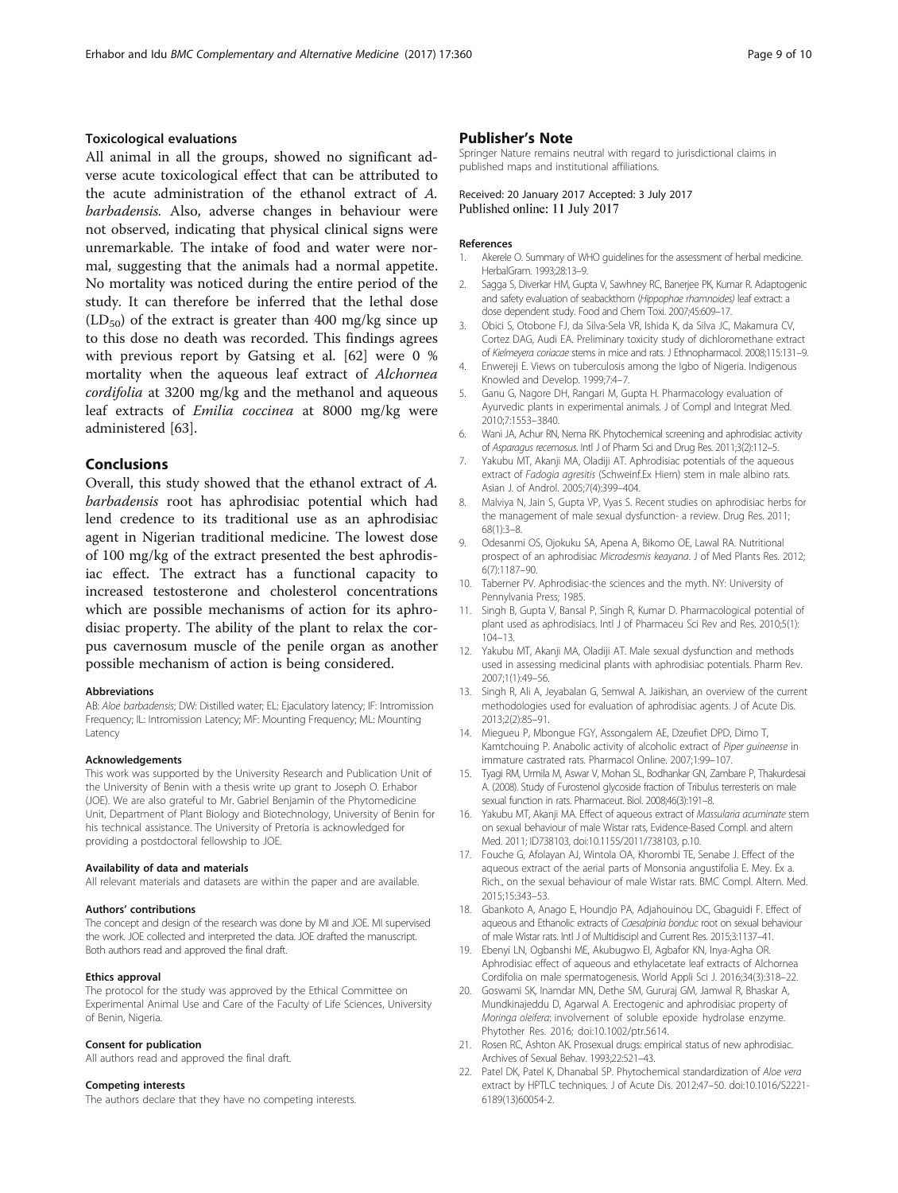### Toxicological evaluations

All animal in all the groups, showed no significant adverse acute toxicological effect that can be attributed to the acute administration of the ethanol extract of *A. barbadensis*. Also, adverse changes in behaviour were not observed, indicating that physical clinical signs were unremarkable. The intake of food and water were normal, suggesting that the animals had a normal appetite. No mortality was noticed during the entire period of the study. It can therefore be inferred that the lethal dose ($LD_{50}$) of the extract is greater than 400 mg/kg since up to this dose no death was recorded. This findings agrees with previous report by Gatsing et al. [62] were 0 % mortality when the aqueous leaf extract of *Alchornea cordifolia* at 3200 mg/kg and the methanol and aqueous leaf extracts of *Emilia coccinea* at 8000 mg/kg were administered [63].

## Conclusions

Overall, this study showed that the ethanol extract of *A. barbadensis* root has aphrodisiac potential which had lend credence to its traditional use as an aphrodisiac agent in Nigerian traditional medicine. The lowest dose of 100 mg/kg of the extract presented the best aphrodisiac effect. The extract has a functional capacity to increased testosterone and cholesterol concentrations which are possible mechanisms of action for its aphrodisiac property. The ability of the plant to relax the corpus cavernosum muscle of the penile organ as another possible mechanism of action is being considered.

#### Abbreviations

AB: *Aloe barbadensis*; DW: Distilled water; EL: Ejaculatory latency; IF: Intromission Frequency; IL: Intromission Latency; MF: Mounting Frequency; ML: Mounting Latency

#### Acknowledgements

This work was supported by the University Research and Publication Unit of the University of Benin with a thesis write up grant to Joseph O. Erhabor (JOE). We are also grateful to Mr. Gabriel Benjamin of the Phytomedicine Unit, Department of Plant Biology and Biotechnology, University of Benin for his technical assistance. The University of Pretoria is acknowledged for providing a postdoctoral fellowship to JOE.

#### Availability of data and materials

All relevant materials and datasets are within the paper and are available.

#### Authors' contributions

The concept and design of the research was done by MI and JOE. MI supervised the work. JOE collected and interpreted the data. JOE drafted the manuscript. Both authors read and approved the final draft.

#### Ethics approval

The protocol for the study was approved by the Ethical Committee on Experimental Animal Use and Care of the Faculty of Life Sciences, University of Benin, Nigeria.

#### Consent for publication

All authors read and approved the final draft.

#### Competing interests

The authors declare that they have no competing interests.

## Publisher's Note

Springer Nature remains neutral with regard to jurisdictional claims in published maps and institutional affiliations.

Received: 20 January 2017 Accepted: 3 July 2017
Published online: 11 July 2017

#### References

1. Akerele O. Summary of WHO guidelines for the assessment of herbal medicine. HerbalGram. 1993;28:13–9.
2. Sagga S, Diverkar HM, Gupta V, Sawhney RC, Banerjee PK, Kumar R. Adaptogenic and safety evaluation of seabackthorn (*Hippophae rhamnoides*) leaf extract: a dose dependent study. Food and Chem Toxi. 2007;45:609–17.
3. Obici S, Otobone FJ, da Silva-Sela VR, Ishida K, da Silva JC, Makamura CV, Cortez DAG, Audi EA. Preliminary toxicity study of dichloromethane extract of *Kielmeyera coriacae* stems in mice and rats. J Ethnopharmacol. 2008;115:131–9.
4. Enwereji E. Views on tuberculosis among the Igbo of Nigeria. Indigenous Knowled and Develop. 1999;7:4–7.
5. Ganu G, Nagore DH, Rangari M, Gupta H. Pharmacology evaluation of Ayurvedic plants in experimental animals. J of Compl and Integrat Med. 2010;7:1553–3840.
6. Wani JA, Achur RN, Nema RK. Phytochemical screening and aphrodisiac activity of *Asparagus recemosus*. Intl J of Pharm Sci and Drug Res. 2011;3(2):112–5.
7. Yakubu MT, Akanji MA, Oladiji AT. Aphrodisiac potentials of the aqueous extract of *Fadogia agresitis* (Schweinf.Ex Hiern) stem in male albino rats. Asian J. of Androl. 2005;7(4):399–404.
8. Malviya N, Jain S, Gupta VP, Vyas S. Recent studies on aphrodisiac herbs for the management of male sexual dysfunction- a review. Drug Res. 2011; 68(1):3–8.
9. Odesanmi OS, Ojokuku SA, Apena A, Bikomo OE, Lawal RA. Nutritional prospect of an aphrodisiac *Microdesmis keayana*. J of Med Plants Res. 2012; 6(7):1187–90.
10. Taberner PV. Aphrodisiac-the sciences and the myth. NY: University of Pennylvania Press; 1985.
11. Singh B, Gupta V, Bansal P, Singh R, Kumar D. Pharmacological potential of plant used as aphrodisiacs. Intl J of Pharmaceu Sci Rev and Res. 2010;5(1): 104–13.
12. Yakubu MT, Akanji MA, Oladiji AT. Male sexual dysfunction and methods used in assessing medicinal plants with aphrodisiac potentials. Pharm Rev. 2007;1(1):49–56.
13. Singh R, Ali A, Jeyabalan G, Semwal A. Jaikishan, an overview of the current methodologies used for evaluation of aphrodisiac agents. J of Acute Dis. 2013;2(2):85–91.
14. Miegueu P, Mbongue FGY, Assongalem AE, Dzeufiet DPD, Dimo T, Kamtchouing P. Anabolic activity of alcoholic extract of *Piper guineense* in immature castrated rats. Pharmacol Online. 2007;1:99–107.
15. Tyagi RM, Urmila M, Aswar V, Mohan SL, Bodhankar GN, Zambare P, Thakurdesai A. (2008). Study of Furostenol glycoside fraction of Tribulus terresteris on male sexual function in rats. Pharmaceut. Biol. 2008;46(3):191–8.
16. Yakubu MT, Akanji MA. Effect of aqueous extract of *Massularia acuminate* stem on sexual behaviour of male Wistar rats, Evidence-Based Compl. and altern Med. 2011; ID738103, doi:10.1155/2011/738103, p.10.
17. Fouche G, Afolayan AJ, Wintola OA, Khorombi TE, Senabe J. Effect of the aqueous extract of the aerial parts of Monsonia angustifolia E. Mey. Ex a. Rich., on the sexual behaviour of male Wistar rats. BMC Compl. Altern. Med. 2015;15:343–53.
18. Gbankoto A, Anago E, Houndjo PA, Adjahouinou DC, Gbaguidi F. Effect of aqueous and Ethanolic extracts of *Caesalpinia bonduc* root on sexual behaviour of male Wistar rats. Intl J of Multidiscipl and Current Res. 2015;3:1137–41.
19. Ebenyi LN, Ogbanshi ME, Akubugwo EI, Agbafor KN, Inya-Agha OR. Aphrodisiac effect of aqueous and ethylacetate leaf extracts of Alchornea Cordifolia on male spermatogenesis. World Appli Sci J. 2016;34(3):318–22.
20. Goswami SK, Inamdar MN, Dethe SM, Gururaj GM, Jamwal R, Bhaskar A, Mundkinajeddu D, Agarwal A. Erectogenic and aphrodisiac property of *Moringa oleifera*: involvement of soluble epoxide hydrolase enzyme. Phytother Res. 2016; doi:10.1002/ptr.5614.
21. Rosen RC, Ashton AK. Prosexual drugs: empirical status of new aphrodisiac. Archives of Sexual Behav. 1993;22:521–43.
22. Patel DK, Patel K, Dhanabal SP. Phytochemical standardization of *Aloe vera* extract by HPTLC techniques. J of Acute Dis. 2012:47–50. doi:10.1016/S2221-6189(13)60054-2.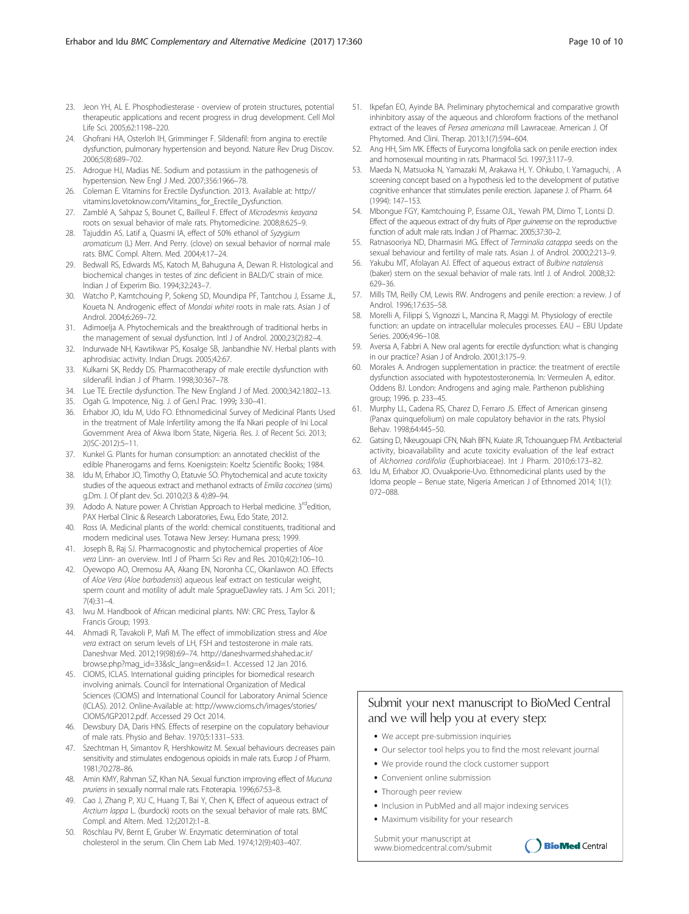23. Jeon YH, AL E. Phosphodiesterase - overview of protein structures, potential therapeutic applications and recent progress in drug development. Cell Mol Life Sci. 2005;62:1198–220.
24. Ghofrani HA, Osterloh IH, Grimminger F. Sildenafil: from angina to erectile dysfunction, pulmonary hypertension and beyond. Nature Rev Drug Discov. 2006;5(8):689–702.
25. Adrogue HJ, Madias NE. Sodium and potassium in the pathogenesis of hypertension. New Engl J Med. 2007;356:1966–78.
26. Coleman E. Vitamins for Erectile Dysfunction. 2013. Available at: http://vitamins.lovetoknow.com/Vitamins_for_Erectile_Dysfunction.
27. Zamblé A, Sahpaz S, Bounet C, Bailleul F. Effect of *Microdesmis keayana* roots on sexual behavior of male rats. Phytomedicine. 2008;8:625–9.
28. Tajuddin AS. Latif a, Quasmi IA, effect of 50% ethanol of *Syzygium aromaticum* (L) Merr. And Perry. (clove) on sexual behavior of normal male rats. BMC Compl. Altern. Med. 2004;4:17–24.
29. Bedwall RS, Edwards MS, Katoch M, Bahuguna A, Dewan R. Histological and biochemical changes in testes of zinc deficient in BALD/C strain of mice. Indian J of Experim Bio. 1994;32:243–7.
30. Watcho P, Kamtchouing P, Sokeng SD, Moundipa PF, Tantchou J, Essame JL, Koueta N. Androgenic effect of *Mondai whitei* roots in male rats. Asian J of Androl. 2004;6:269–72.
31. Adimoelja A. Phytochemicals and the breakthrough of traditional herbs in the management of sexual dysfunction. Intl J of Androl. 2000;23(2):82–4.
32. Indurwade NH, Kawtikwar PS, Kosalge SB, Janbandhie NV. Herbal plants with aphrodisiac activity. Indian Drugs. 2005;42:67.
33. Kulkarni SK, Reddy DS. Pharmacotherapy of male erectile dysfunction with sildenafil. Indian J of Pharm. 1998;30:367–78.
34. Lue TE. Erectile dysfunction. The New England J of Med. 2000;342:1802–13.
35. Ogah G. Impotence, Nig. J. of Gen.l Prac. 1999**;** 3:30–41.
36. Erhabor JO, Idu M, Udo FO. Ethnomedicinal Survey of Medicinal Plants Used in the treatment of Male Infertility among the Ifa Nkari people of Ini Local Government Area of Akwa Ibom State, Nigeria. Res. J. of Recent Sci. 2013; 2(ISC-2012):5–11.
37. Kunkel G. Plants for human consumption: an annotated checklist of the edible Phanerogams and ferns. Koenigstein: Koeltz Scientific Books; 1984.
38. Idu M, Erhabor JO, Timothy O, Etatuvie SO. Phytochemical and acute toxicity studies of the aqueous extract and methanol extracts of *Emilia coccinea* (sims) g.Dm. J. Of plant dev. Sci. 2010;2(3 & 4):89–94.
39. Adodo A. Nature power: A Christian Approach to Herbal medicine. 3[rd]edition, PAX Herbal Clinic & Research Laboratories, Ewu, Edo State, 2012.
40. Ross IA. Medicinal plants of the world: chemical constituents, traditional and modern medicinal uses. Totawa New Jersey: Humana press; 1999.
41. Joseph B, Raj SJ. Pharmacognostic and phytochemical properties of *Aloe vera* Linn- an overview. Intl J of Pharm Sci Rev and Res. 2010;4(2):106–10.
42. Oyewopo AO, Oremosu AA, Akang EN, Noronha CC, Okanlawon AO. Effects of *Aloe Vera* (*Aloe barbadensis*) aqueous leaf extract on testicular weight, sperm count and motility of adult male SpragueDawley rats. J Am Sci. 2011; 7(4):31–4.
43. Iwu M. Handbook of African medicinal plants. NW: CRC Press, Taylor & Francis Group; 1993.
44. Ahmadi R, Tavakoli P, Mafi M. The effect of immobilization stress and *Aloe vera* extract on serum levels of LH, FSH and testosterone in male rats. Daneshvar Med. 2012;19(98):69–74. http://daneshvarmed.shahed.ac.ir/browse.php?mag_id=33&slc_lang=en&sid=1. Accessed 12 Jan 2016.
45. CIOMS, ICLAS. International guiding principles for biomedical research involving animals. Council for International Organization of Medical Sciences (CIOMS) and International Council for Laboratory Animal Science (ICLAS). 2012. Online-Available at: http://www.cioms.ch/images/stories/CIOMS/IGP2012.pdf. Accessed 29 Oct 2014.
46. Dewsbury DA, Daris HNS. Effects of reserpine on the copulatory behaviour of male rats. Physio and Behav. 1970;5:1331–533.
47. Szechtman H, Simantov R, Hershkowitz M. Sexual behaviours decreases pain sensitivity and stimulates endogenous opioids in male rats. Europ J of Pharm. 1981;70:278–86.
48. Amin KMY, Rahman SZ, Khan NA. Sexual function improving effect of *Mucuna pruriens* in sexually normal male rats. Fitoterapia. 1996;67:53–8.
49. Cao J, Zhang P, XU C, Huang T, Bai Y, Chen K, Effect of aqueous extract of *Arctium lappa* L. (burdock) roots on the sexual behavior of male rats. BMC Compl. and Altern. Med. 12;(2012):1–8.
50. Röschlau PV, Bernt E, Gruber W. Enzymatic determination of total cholesterol in the serum. Clin Chem Lab Med. 1974;12(9):403–407.
51. Ikpefan EO, Ayinde BA. Preliminary phytochemical and comparative growth inhinbitory assay of the aqueous and chloroform fractions of the methanol extract of the leaves of *Persea americana* mill Lawraceae. American J. Of Phytomed. And Clini. Therap. 2013;1(7):594–604.
52. Ang HH, Sim MK. Effects of Eurycoma longifolia sack on penile erection index and homosexual mounting in rats. Pharmacol Sci. 1997;3:117–9.
53. Maeda N, Matsuoka N, Yamazaki M, Arakawa H, Y. Ohkubo, I. Yamaguchi, . A screening concept based on a hypothesis led to the development of putative cognitive enhancer that stimulates penile erection. Japanese J. of Pharm. 64 (1994): 147–153.
54. Mbongue FGY, Kamtchouing P, Essame OJL, Yewah PM, Dimo T, Lontsi D. Effect of the aqueous extract of dry fruits of *Piper guineense* on the reproductive function of adult male rats. Indian J of Pharmac. 2005;37:30–2.
55. Ratnasooriya ND, Dharmasiri MG. Effect of *Terminalia catappa* seeds on the sexual behaviour and fertility of male rats. Asian J. of Androl. 2000;2:213–9.
56. Yakubu MT, Afolayan AJ. Effect of aqueous extract of *Bulbine natalensis* (baker) stem on the sexual behavior of male rats. Intl J. of Androl. 2008;32: 629–36.
57. Mills TM, Reilly CM, Lewis RW. Androgens and penile erection: a review. J of Androl. 1996;17:635–58.
58. Morelli A, Filippi S, Vignozzi L, Mancina R, Maggi M. Physiology of erectile function: an update on intracellular molecules processes. EAU – EBU Update Series. 2006;4:96–108.
59. Aversa A, Fabbri A. New oral agents for erectile dysfunction: what is changing in our practice? Asian J of Androlo. 2001;3:175–9.
60. Morales A. Androgen supplementation in practice: the treatment of erectile dysfunction associated with hypotestosteronemia. In: Vermeulen A, editor. Oddens BJ. London: Androgens and aging male. Parthenon publishing group; 1996. p. 233–45.
61. Murphy LL, Cadena RS, Charez D, Ferraro JS. Effect of American ginseng (Panax quinquefolium) on male copulatory behavior in the rats. Physiol Behav. 1998;64:445–50.
62. Gatsing D, Nkeugouapi CFN, Nkah BFN, Kuiate JR, Tchouanguep FM. Antibacterial activity, bioavailability and acute toxicity evaluation of the leaf extract of *Alchornea cordifolia* (Euphorbiaceae). Int J Pharm. 2010;6:173–82.
63. Idu M, Erhabor JO. Ovuakporie-Uvo. Ethnomedicinal plants used by the Idoma people – Benue state, Nigeria American J of Ethnomed 2014; 1(1): 072–088.

Submit your next manuscript to BioMed Central and we will help you at every step:

- We accept pre-submission inquiries
- Our selector tool helps you to find the most relevant journal
- We provide round the clock customer support
- Convenient online submission
- Thorough peer review
- Inclusion in PubMed and all major indexing services
- Maximum visibility for your research

Submit your manuscript at www.biomedcentral.com/submit

BioMed Central